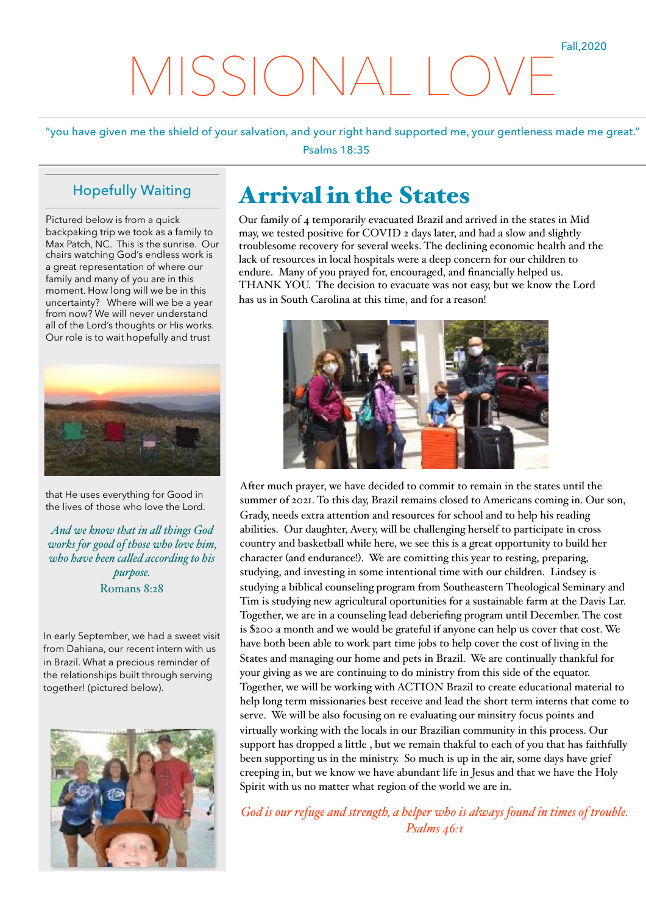Fall,2020

# MISSIONAL LOVE

"you have given me the shield of your salvation, and your right hand supported me, your gentleness made me great."

Psalms 18:35

## Hopefully Waiting

Pictured below is from a quick backpaking trip we took as a family to Max Patch, NC. This is the sunrise. Our chairs watching God's endless work is a great representation of where our family and many of you are in this moment. How long will we be in this uncertainty? Where will we be a year from now? We will never understand all of the Lord's thoughts or His works. Our role is to wait hopefully and trust that He uses everything for Good in the lives of those who love the Lord.

*And we know that in all things God works for good of those who love him, who have been called according to his purpose.*

Romans 8:28

In early September, we had a sweet visit from Dahiana, our recent intern with us in Brazil. What a precious reminder of the relationships built through serving together! (pictured below).

## Arrival in the States

Our family of 4 temporarily evacuated Brazil and arrived in the states in Mid may, we tested positive for COVID 2 days later, and had a slow and slightly troublesome recovery for several weeks. The declining economic health and the lack of resources in local hospitals were a deep concern for our children to endure. Many of you prayed for, encouraged, and financially helped us. THANK YOU. The decision to evacuate was not easy, but we know the Lord has us in South Carolina at this time, and for a reason!

After much prayer, we have decided to commit to remain in the states until the summer of 2021. To this day, Brazil remains closed to Americans coming in. Our son, Grady, needs extra attention and resources for school and to help his reading abilities. Our daughter, Avery, will be challenging herself to participate in cross country and basketball while here, we see this is a great opportunity to build her character (and endurance!). We are comitting this year to resting, preparing, studying, and investing in some intentional time with our children. Lindsey is studying a biblical counseling program from Southeastern Theological Seminary and Tim is studying new agricultural oportunities for a sustainable farm at the Davis Lar. Together, we are in a counseling lead deberiefing program until December. The cost is $200 a month and we would be grateful if anyone can help us cover that cost. We have both been able to work part time jobs to help cover the cost of living in the States and managing our home and pets in Brazil. We are continually thankful for your giving as we are continuing to do ministry from this side of the equator. Together, we will be working with ACTION Brazil to create educational material to help long term missionaries best receive and lead the short term interns that come to serve. We will be also focusing on re evaluating our minsitry focus points and virtually working with the locals in our Brazilian community in this process. Our support has dropped a little , but we remain thakful to each of you that has faithfully been supporting us in the ministry. So much is up in the air, some days have grief creeping in, but we know we have abundant life in Jesus and that we have the Holy Spirit with us no matter what region of the world we are in.

*God is our refuge and strength, a helper who is always found in times of trouble. Psalms 46:1*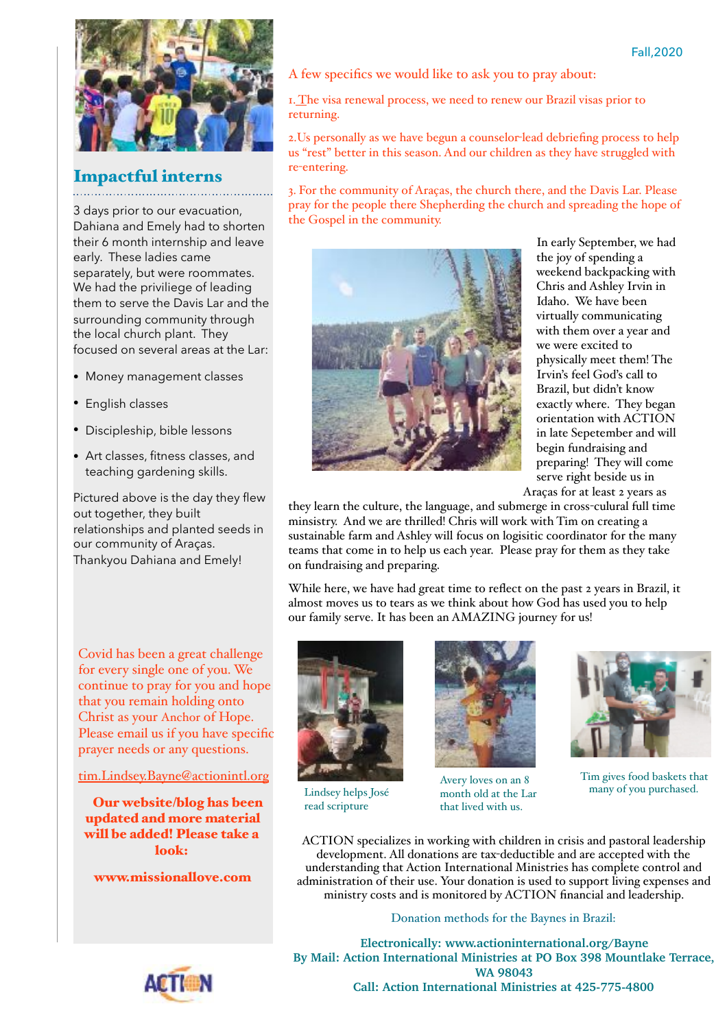Fall,2020

## Impactful interns

3 days prior to our evacuation, Dahiana and Emely had to shorten their 6 month internship and leave early. These ladies came separately, but were roommates. We had the priviliege of leading them to serve the Davis Lar and the surrounding community through the local church plant. They focused on several areas at the Lar:

- Money management classes
- English classes
- Discipleship, bible lessons
- Art classes, fitness classes, and teaching gardening skills.

Pictured above is the day they flew out together, they built relationships and planted seeds in our community of Araças. Thankyou Dahiana and Emely!

Covid has been a great challenge for every single one of you. We continue to pray for you and hope that you remain holding onto Christ as your Anchor of Hope. Please email us if you have specific prayer needs or any questions.

tim.Lindsey.Bayne@actionintl.org

**Our website/blog has been updated and more material will be added! Please take a look:**

**www.missionallove.com**

A few specifics we would like to ask you to pray about:

1. The visa renewal process, we need to renew our Brazil visas prior to returning.

2. Us personally as we have begun a counselor-lead debriefing process to help us "rest" better in this season. And our children as they have struggled with re-entering.

3. For the community of Araças, the church there, and the Davis Lar. Please pray for the people there Shepherding the church and spreading the hope of the Gospel in the community.

In early September, we had the joy of spending a weekend backpacking with Chris and Ashley Irvin in Idaho. We have been virtually communicating with them over a year and we were excited to physically meet them! The Irvin's feel God's call to Brazil, but didn't know exactly where. They began orientation with ACTION in late Sepetember and will begin fundraising and preparing! They will come serve right beside us in Araças for at least 2 years as they learn the culture, the language, and submerge in cross-cultural full time minsistry. And we are thrilled! Chris will work with Tim on creating a sustainable farm and Ashley will focus on logisitic coordinator for the many teams that come in to help us each year. Please pray for them as they take on fundraising and preparing.

While here, we have had great time to reflect on the past 2 years in Brazil, it almost moves us to tears as we think about how God has used you to help our family serve. It has been an AMAZING journey for us!

Lindsey helps José read scripture

Avery loves on an 8 month old at the Lar that lived with us.

Tim gives food baskets that many of you purchased.

ACTION specializes in working with children in crisis and pastoral leadership development. All donations are tax-deductible and are accepted with the understanding that Action International Ministries has complete control and administration of their use. Your donation is used to support living expenses and ministry costs and is monitored by ACTION financial and leadership.

Donation methods for the Baynes in Brazil:

**Electronically: www.actioninternational.org/Bayne**
**By Mail: Action International Ministries at PO Box 398 Mountlake Terrace, WA 98043**
**Call: Action International Ministries at 425-775-4800**

ACTION